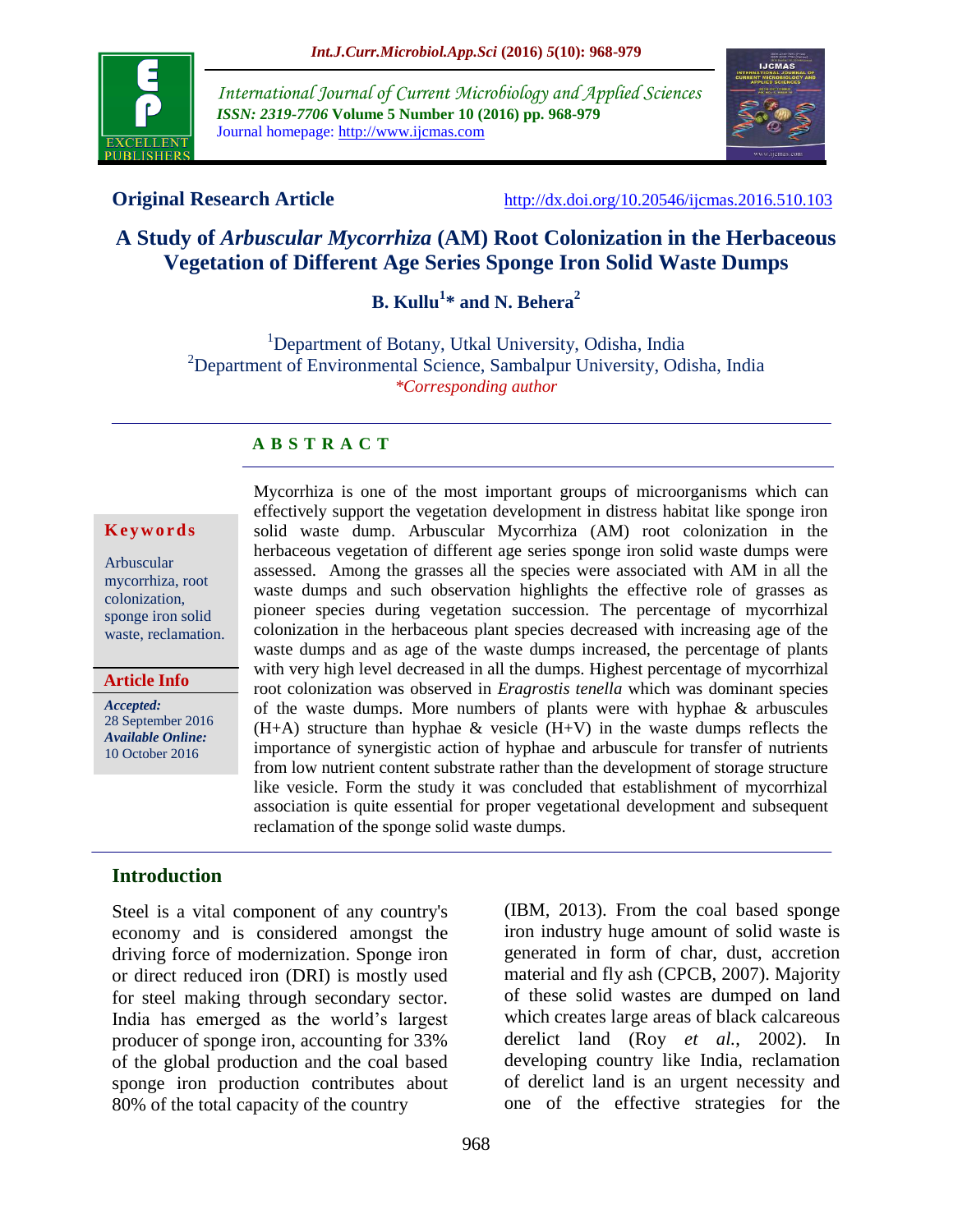**Original Research Article**

http://dx.doi.org/10.20546/ijcmas.2016.510.103

# A Study of *Arbuscular Mycorrhiza* (AM) Root Colonization in the Herbaceous Vegetation of Different Age Series Sponge Iron Solid Waste Dumps

**B. Kullu[1]* and N. Behera[2]**

[1]Department of Botany, Utkal University, Odisha, India
[2]Department of Environmental Science, Sambalpur University, Odisha, India
*Corresponding author*

## A B S T R A C T

**Keywords**

Arbuscular mycorrhiza, root colonization, sponge iron solid waste, reclamation.

**Article Info**

***Accepted:*** 28 September 2016
***Available Online:*** 10 October 2016

Mycorrhiza is one of the most important groups of microorganisms which can effectively support the vegetation development in distress habitat like sponge iron solid waste dump. Arbuscular Mycorrhiza (AM) root colonization in the herbaceous vegetation of different age series sponge iron solid waste dumps were assessed. Among the grasses all the species were associated with AM in all the waste dumps and such observation highlights the effective role of grasses as pioneer species during vegetation succession. The percentage of mycorrhizal colonization in the herbaceous plant species decreased with increasing age of the waste dumps and as age of the waste dumps increased, the percentage of plants with very high level decreased in all the dumps. Highest percentage of mycorrhizal root colonization was observed in *Eragrostis tenella* which was dominant species of the waste dumps. More numbers of plants were with hyphae & arbuscules (H+A) structure than hyphae & vesicle (H+V) in the waste dumps reflects the importance of synergistic action of hyphae and arbuscule for transfer of nutrients from low nutrient content substrate rather than the development of storage structure like vesicle. Form the study it was concluded that establishment of mycorrhizal association is quite essential for proper vegetational development and subsequent reclamation of the sponge solid waste dumps.

## Introduction

Steel is a vital component of any country's economy and is considered amongst the driving force of modernization. Sponge iron or direct reduced iron (DRI) is mostly used for steel making through secondary sector. India has emerged as the world's largest producer of sponge iron, accounting for 33% of the global production and the coal based sponge iron production contributes about 80% of the total capacity of the country (IBM, 2013). From the coal based sponge iron industry huge amount of solid waste is generated in form of char, dust, accretion material and fly ash (CPCB, 2007). Majority of these solid wastes are dumped on land which creates large areas of black calcareous derelict land (Roy *et al.*, 2002). In developing country like India, reclamation of derelict land is an urgent necessity and one of the effective strategies for the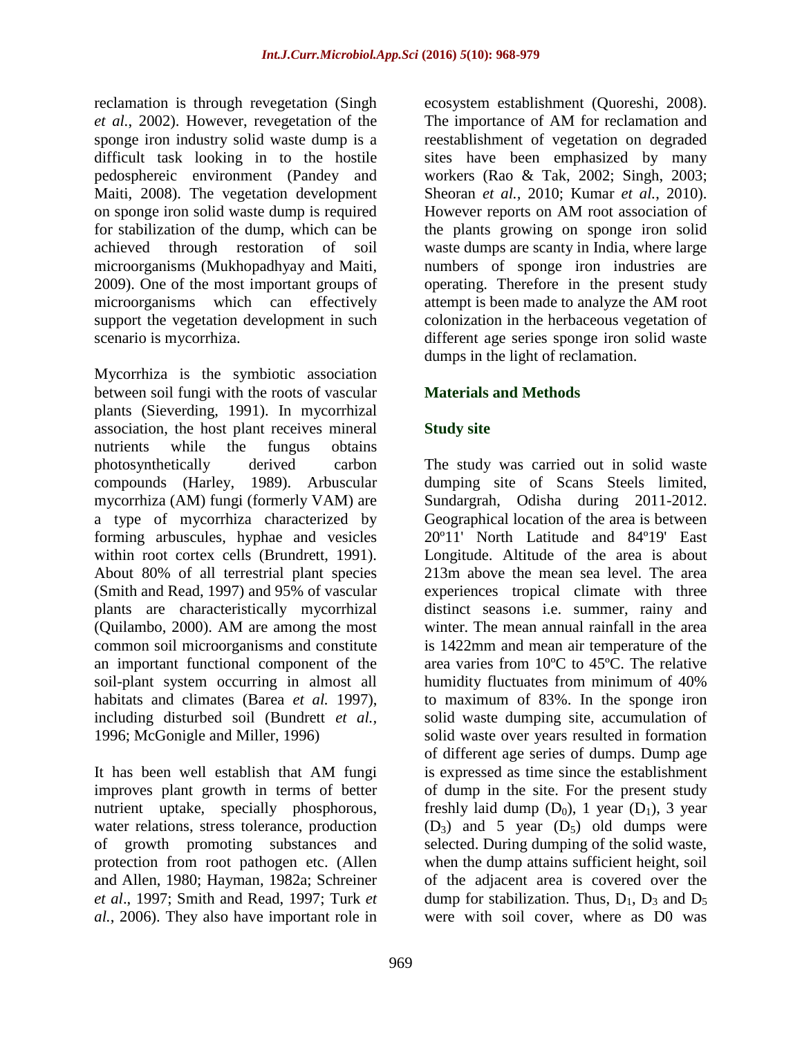reclamation is through revegetation (Singh *et al.*, 2002). However, revegetation of the sponge iron industry solid waste dump is a difficult task looking in to the hostile pedosphereic environment (Pandey and Maiti, 2008). The vegetation development on sponge iron solid waste dump is required for stabilization of the dump, which can be achieved through restoration of soil microorganisms (Mukhopadhyay and Maiti, 2009). One of the most important groups of microorganisms which can effectively support the vegetation development in such scenario is mycorrhiza.

Mycorrhiza is the symbiotic association between soil fungi with the roots of vascular plants (Sieverding, 1991). In mycorrhizal association, the host plant receives mineral nutrients while the fungus obtains photosynthetically derived carbon compounds (Harley, 1989). Arbuscular mycorrhiza (AM) fungi (formerly VAM) are a type of mycorrhiza characterized by forming arbuscules, hyphae and vesicles within root cortex cells (Brundrett, 1991). About 80% of all terrestrial plant species (Smith and Read, 1997) and 95% of vascular plants are characteristically mycorrhizal (Quilambo, 2000). AM are among the most common soil microorganisms and constitute an important functional component of the soil-plant system occurring in almost all habitats and climates (Barea *et al.* 1997), including disturbed soil (Bundrett *et al.*, 1996; McGonigle and Miller, 1996)

It has been well establish that AM fungi improves plant growth in terms of better nutrient uptake, specially phosphorous, water relations, stress tolerance, production of growth promoting substances and protection from root pathogen etc. (Allen and Allen, 1980; Hayman, 1982a; Schreiner *et al*., 1997; Smith and Read, 1997; Turk *et al.*, 2006). They also have important role in ecosystem establishment (Quoreshi, 2008). The importance of AM for reclamation and reestablishment of vegetation on degraded sites have been emphasized by many workers (Rao & Tak, 2002; Singh, 2003; Sheoran *et al.*, 2010; Kumar *et al.*, 2010). However reports on AM root association of the plants growing on sponge iron solid waste dumps are scanty in India, where large numbers of sponge iron industries are operating. Therefore in the present study attempt is been made to analyze the AM root colonization in the herbaceous vegetation of different age series sponge iron solid waste dumps in the light of reclamation.

## Materials and Methods

### Study site

The study was carried out in solid waste dumping site of Scans Steels limited, Sundargrah, Odisha during 2011-2012. Geographical location of the area is between 20º11' North Latitude and 84º19' East Longitude. Altitude of the area is about 213m above the mean sea level. The area experiences tropical climate with three distinct seasons i.e. summer, rainy and winter. The mean annual rainfall in the area is 1422mm and mean air temperature of the area varies from 10ºC to 45ºC. The relative humidity fluctuates from minimum of 40% to maximum of 83%. In the sponge iron solid waste dumping site, accumulation of solid waste over years resulted in formation of different age series of dumps. Dump age is expressed as time since the establishment of dump in the site. For the present study freshly laid dump ($D_0$), 1 year ($D_1$), 3 year ($D_3$) and 5 year ($D_5$) old dumps were selected. During dumping of the solid waste, when the dump attains sufficient height, soil of the adjacent area is covered over the dump for stabilization. Thus, $D_1$, $D_3$ and $D_5$ were with soil cover, where as D0 was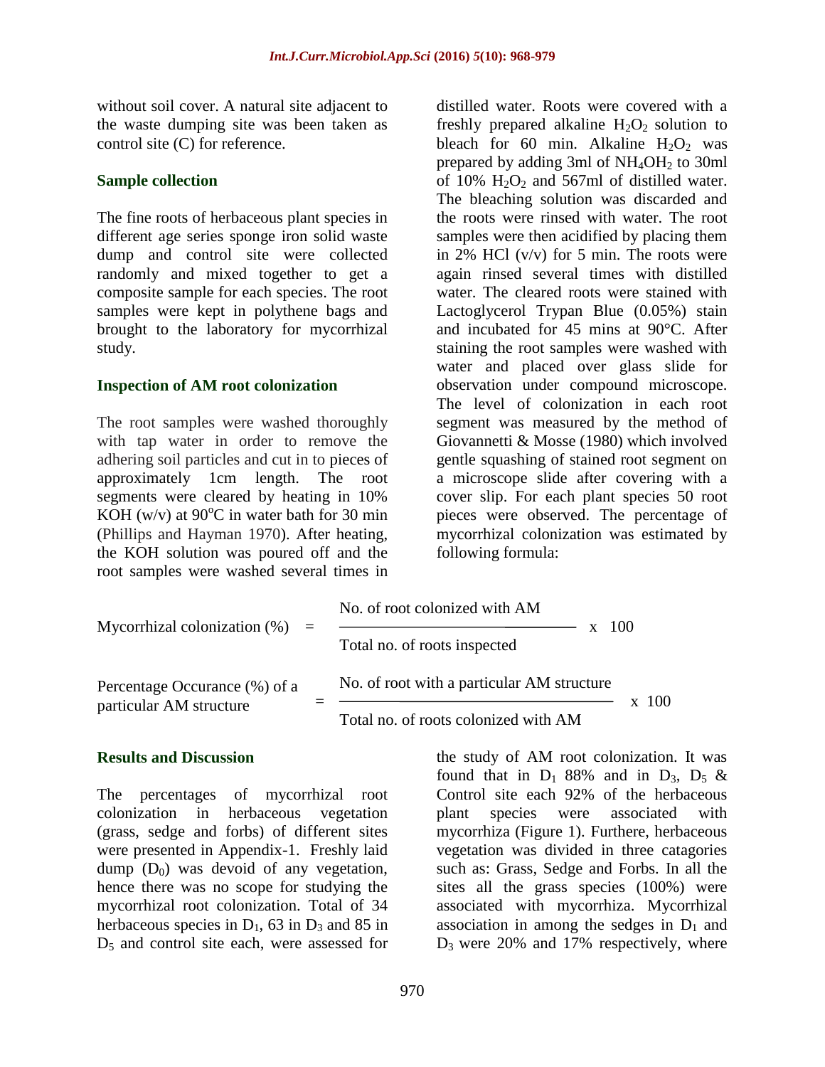without soil cover. A natural site adjacent to the waste dumping site was been taken as control site (C) for reference.

### Sample collection

The fine roots of herbaceous plant species in different age series sponge iron solid waste dump and control site were collected randomly and mixed together to get a composite sample for each species. The root samples were kept in polythene bags and brought to the laboratory for mycorrhizal study.

### Inspection of AM root colonization

The root samples were washed thoroughly with tap water in order to remove the adhering soil particles and cut in to pieces of approximately 1cm length. The root segments were cleared by heating in 10% KOH (w/v) at 90°C in water bath for 30 min (Phillips and Hayman 1970). After heating, the KOH solution was poured off and the root samples were washed several times in distilled water. Roots were covered with a freshly prepared alkaline $H_2O_2$ solution to bleach for 60 min. Alkaline $H_2O_2$ was prepared by adding 3ml of $NH_4OH_2$ to 30ml of 10% $H_2O_2$ and 567ml of distilled water. The bleaching solution was discarded and the roots were rinsed with water. The root samples were then acidified by placing them in 2% HCl (v/v) for 5 min. The roots were again rinsed several times with distilled water. The cleared roots were stained with Lactoglycerol Trypan Blue (0.05%) stain and incubated for 45 mins at 90°C. After staining the root samples were washed with water and placed over glass slide for observation under compound microscope. The level of colonization in each root segment was measured by the method of Giovannetti & Mosse (1980) which involved gentle squashing of stained root segment on a microscope slide after covering with a cover slip. For each plant species 50 root pieces were observed. The percentage of mycorrhizal colonization was estimated by following formula:

$$\text{Mycorrhizal colonization (\%)} = \frac{\text{No. of root colonized with AM}}{\text{Total no. of roots inspected}} \times 100$$

$$\text{Percentage Occurance (\%) of a particular AM structure} = \frac{\text{No. of root with a particular AM structure}}{\text{Total no. of roots colonized with AM}} \times 100$$

### Results and Discussion

The percentages of mycorrhizal root colonization in herbaceous vegetation (grass, sedge and forbs) of different sites were presented in Appendix-1. Freshly laid dump ($D_0$) was devoid of any vegetation, hence there was no scope for studying the mycorrhizal root colonization. Total of 34 herbaceous species in $D_1$, 63 in $D_3$ and 85 in $D_5$ and control site each, were assessed for the study of AM root colonization. It was found that in $D_1$ 88% and in $D_3$, $D_5$ & Control site each 92% of the herbaceous plant species were associated with mycorrhiza (Figure 1). Furthere, herbaceous vegetation was divided in three catagories such as: Grass, Sedge and Forbs. In all the sites all the grass species (100%) were associated with mycorrhiza. Mycorrhizal association in among the sedges in $D_1$ and $D_3$ were 20% and 17% respectively, where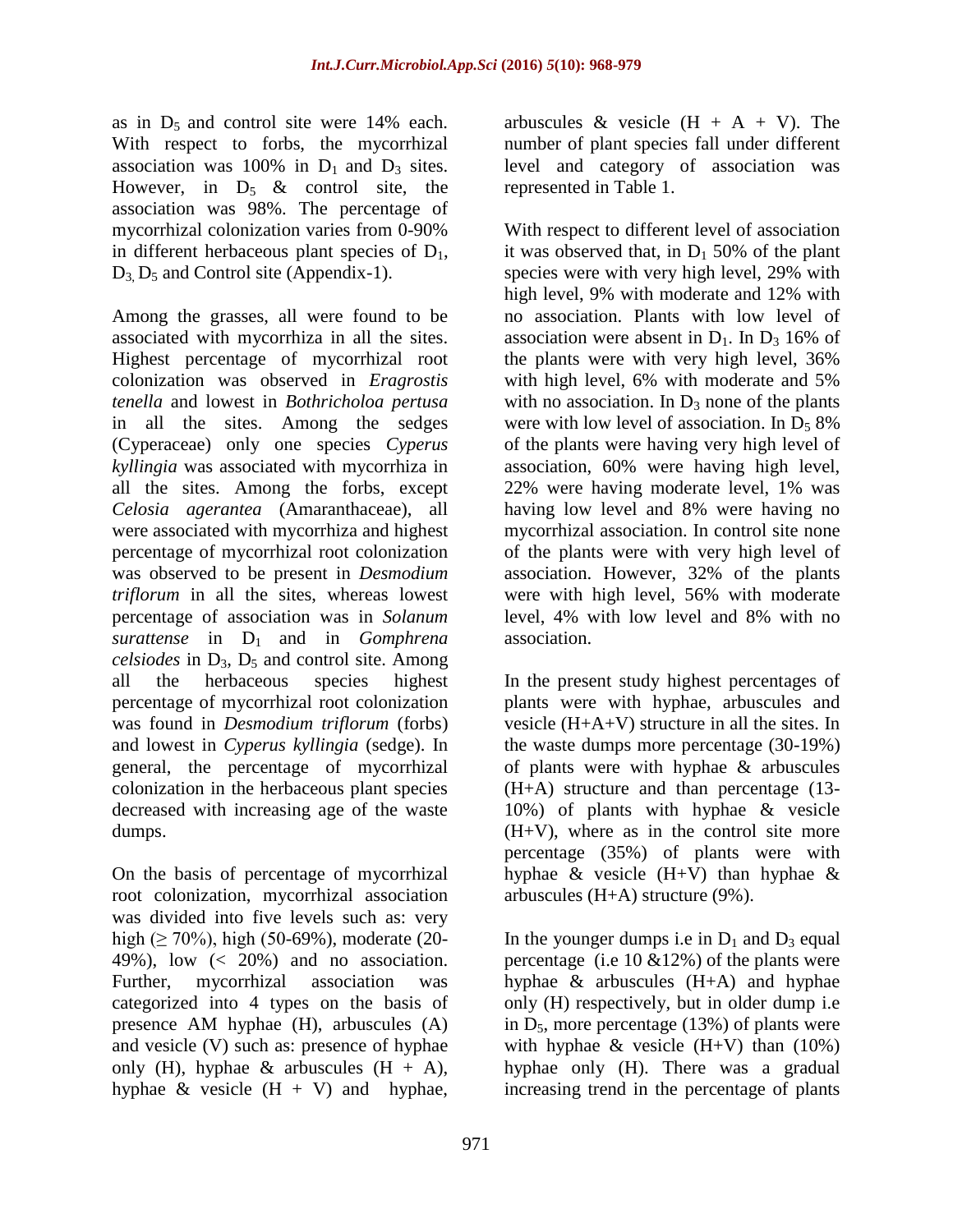as in $D_5$ and control site were 14% each. With respect to forbs, the mycorrhizal association was 100% in $D_1$ and $D_3$ sites. However, in $D_5$ & control site, the association was 98%. The percentage of mycorrhizal colonization varies from 0-90% in different herbaceous plant species of $D_1$, $D_3$, $D_5$ and Control site (Appendix-1).

Among the grasses, all were found to be associated with mycorrhiza in all the sites. Highest percentage of mycorrhizal root colonization was observed in *Eragrostis tenella* and lowest in *Bothricholoa pertusa* in all the sites. Among the sedges (Cyperaceae) only one species *Cyperus kyllingia* was associated with mycorrhiza in all the sites. Among the forbs, except *Celosia agerantea* (Amaranthaceae), all were associated with mycorrhiza and highest percentage of mycorrhizal root colonization was observed to be present in *Desmodium triflorum* in all the sites, whereas lowest percentage of association was in *Solanum surattense* in $D_1$ and in *Gomphrena celsiodes* in $D_3$, $D_5$ and control site. Among all the herbaceous species highest percentage of mycorrhizal root colonization was found in *Desmodium triflorum* (forbs) and lowest in *Cyperus kyllingia* (sedge). In general, the percentage of mycorrhizal colonization in the herbaceous plant species decreased with increasing age of the waste dumps.

On the basis of percentage of mycorrhizal root colonization, mycorrhizal association was divided into five levels such as: very high (≥ 70%), high (50-69%), moderate (20-49%), low (< 20%) and no association. Further, mycorrhizal association was categorized into 4 types on the basis of presence AM hyphae (H), arbuscules (A) and vesicle (V) such as: presence of hyphae only (H), hyphae & arbuscules (H + A), hyphae & vesicle (H + V) and hyphae, arbuscules & vesicle (H + A + V). The number of plant species fall under different level and category of association was represented in Table 1.

With respect to different level of association it was observed that, in $D_1$ 50% of the plant species were with very high level, 29% with high level, 9% with moderate and 12% with no association. Plants with low level of association were absent in $D_1$. In $D_3$ 16% of the plants were with very high level, 36% with high level, 6% with moderate and 5% with no association. In $D_3$ none of the plants were with low level of association. In $D_5$ 8% of the plants were having very high level of association, 60% were having high level, 22% were having moderate level, 1% was having low level and 8% were having no mycorrhizal association. In control site none of the plants were with very high level of association. However, 32% of the plants were with high level, 56% with moderate level, 4% with low level and 8% with no association.

In the present study highest percentages of plants were with hyphae, arbuscules and vesicle (H+A+V) structure in all the sites. In the waste dumps more percentage (30-19%) of plants were with hyphae & arbuscules (H+A) structure and than percentage (13-10%) of plants with hyphae & vesicle (H+V), where as in the control site more percentage (35%) of plants were with hyphae & vesicle (H+V) than hyphae & arbuscules (H+A) structure (9%).

In the younger dumps i.e in $D_1$ and $D_3$ equal percentage (i.e 10 &12%) of the plants were hyphae & arbuscules (H+A) and hyphae only (H) respectively, but in older dump i.e in $D_5$, more percentage (13%) of plants were with hyphae & vesicle (H+V) than (10%) hyphae only (H). There was a gradual increasing trend in the percentage of plants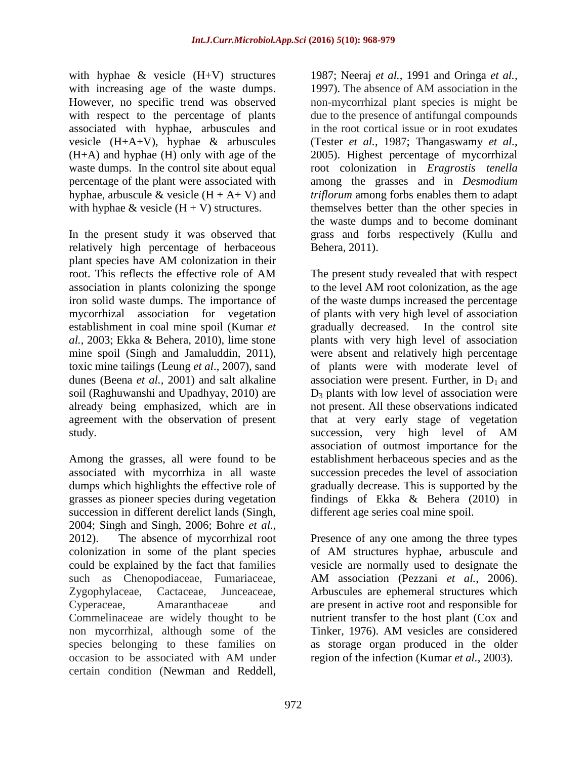with hyphae & vesicle (H+V) structures with increasing age of the waste dumps. However, no specific trend was observed with respect to the percentage of plants associated with hyphae, arbuscules and vesicle (H+A+V), hyphae & arbuscules (H+A) and hyphae (H) only with age of the waste dumps. In the control site about equal percentage of the plant were associated with hyphae, arbuscule & vesicle (H + A+ V) and with hyphae & vesicle (H + V) structures.

In the present study it was observed that relatively high percentage of herbaceous plant species have AM colonization in their root. This reflects the effective role of AM association in plants colonizing the sponge iron solid waste dumps. The importance of mycorrhizal association for vegetation establishment in coal mine spoil (Kumar *et al.*, 2003; Ekka & Behera, 2010), lime stone mine spoil (Singh and Jamaluddin, 2011), toxic mine tailings (Leung *et al*., 2007), sand dunes (Beena *et al.*, 2001) and salt alkaline soil (Raghuwanshi and Upadhyay, 2010) are already being emphasized, which are in agreement with the observation of present study.

Among the grasses, all were found to be associated with mycorrhiza in all waste dumps which highlights the effective role of grasses as pioneer species during vegetation succession in different derelict lands (Singh, 2004; Singh and Singh, 2006; Bohre *et al.*, 2012). The absence of mycorrhizal root colonization in some of the plant species could be explained by the fact that families such as Chenopodiaceae, Fumariaceae, Zygophylaceae, Cactaceae, Junceaceae, Cyperaceae, Amaranthaceae and Commelinaceae are widely thought to be non mycorrhizal, although some of the species belonging to these families on occasion to be associated with AM under certain condition (Newman and Reddell, 1987; Neeraj *et al.*, 1991 and Oringa *et al.*, 1997). The absence of AM association in the non-mycorrhizal plant species is might be due to the presence of antifungal compounds in the root cortical issue or in root exudates (Tester *et al.*, 1987; Thangaswamy *et al.*, 2005). Highest percentage of mycorrhizal root colonization in *Eragrostis tenella* among the grasses and in *Desmodium triflorum* among forbs enables them to adapt themselves better than the other species in the waste dumps and to become dominant grass and forbs respectively (Kullu and Behera, 2011).

The present study revealed that with respect to the level AM root colonization, as the age of the waste dumps increased the percentage of plants with very high level of association gradually decreased. In the control site plants with very high level of association were absent and relatively high percentage of plants were with moderate level of association were present. Further, in $D_1$ and $D_3$ plants with low level of association were not present. All these observations indicated that at very early stage of vegetation succession, very high level of AM association of outmost importance for the establishment herbaceous species and as the succession precedes the level of association gradually decrease. This is supported by the findings of Ekka & Behera (2010) in different age series coal mine spoil.

Presence of any one among the three types of AM structures hyphae, arbuscule and vesicle are normally used to designate the AM association (Pezzani *et al.*, 2006). Arbuscules are ephemeral structures which are present in active root and responsible for nutrient transfer to the host plant (Cox and Tinker, 1976). AM vesicles are considered as storage organ produced in the older region of the infection (Kumar *et al.*, 2003).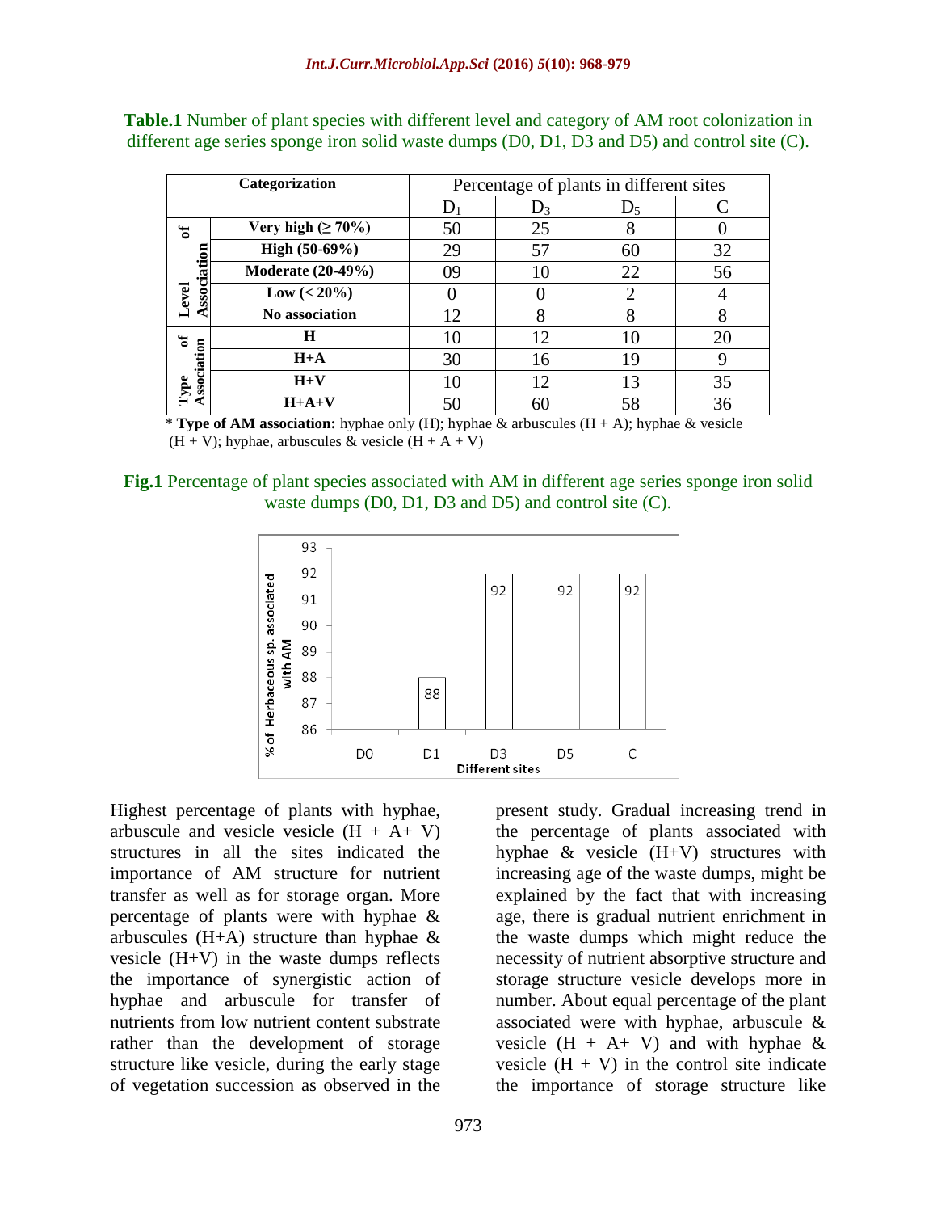**Table.1** Number of plant species with different level and category of AM root colonization in different age series sponge iron solid waste dumps (D0, D1, D3 and D5) and control site (C).

| Categorization | | Percentage of plants in different sites | | | |
|---|---|---|---|---|---|
| | | $D_1$ | $D_3$ | $D_5$ | C |
| Level of Association | **Very high (≥ 70%)** | 50 | 25 | 8 | 0 |
| | **High (50-69%)** | 29 | 57 | 60 | 32 |
| | **Moderate (20-49%)** | 09 | 10 | 22 | 56 |
| | **Low (< 20%)** | 0 | 0 | 2 | 4 |
| | **No association** | 12 | 8 | 8 | 8 |
| Type of Association | **H** | 10 | 12 | 10 | 20 |
| | **H+A** | 30 | 16 | 19 | 9 |
| | **H+V** | 10 | 12 | 13 | 35 |
| | **H+A+V** | 50 | 60 | 58 | 36 |

\* **Type of AM association:** hyphae only (H); hyphae & arbuscules (H + A); hyphae & vesicle (H + V); hyphae, arbuscules & vesicle (H + A + V)

**Fig.1** Percentage of plant species associated with AM in different age series sponge iron solid waste dumps (D0, D1, D3 and D5) and control site (C).

Highest percentage of plants with hyphae, arbuscule and vesicle vesicle (H + A+ V) structures in all the sites indicated the importance of AM structure for nutrient transfer as well as for storage organ. More percentage of plants were with hyphae & arbuscules (H+A) structure than hyphae & vesicle (H+V) in the waste dumps reflects the importance of synergistic action of hyphae and arbuscule for transfer of nutrients from low nutrient content substrate rather than the development of storage structure like vesicle, during the early stage of vegetation succession as observed in the present study. Gradual increasing trend in the percentage of plants associated with hyphae & vesicle (H+V) structures with increasing age of the waste dumps, might be explained by the fact that with increasing age, there is gradual nutrient enrichment in the waste dumps which might reduce the necessity of nutrient absorptive structure and storage structure vesicle develops more in number. About equal percentage of the plant associated were with hyphae, arbuscule & vesicle (H + A+ V) and with hyphae & vesicle (H + V) in the control site indicate the importance of storage structure like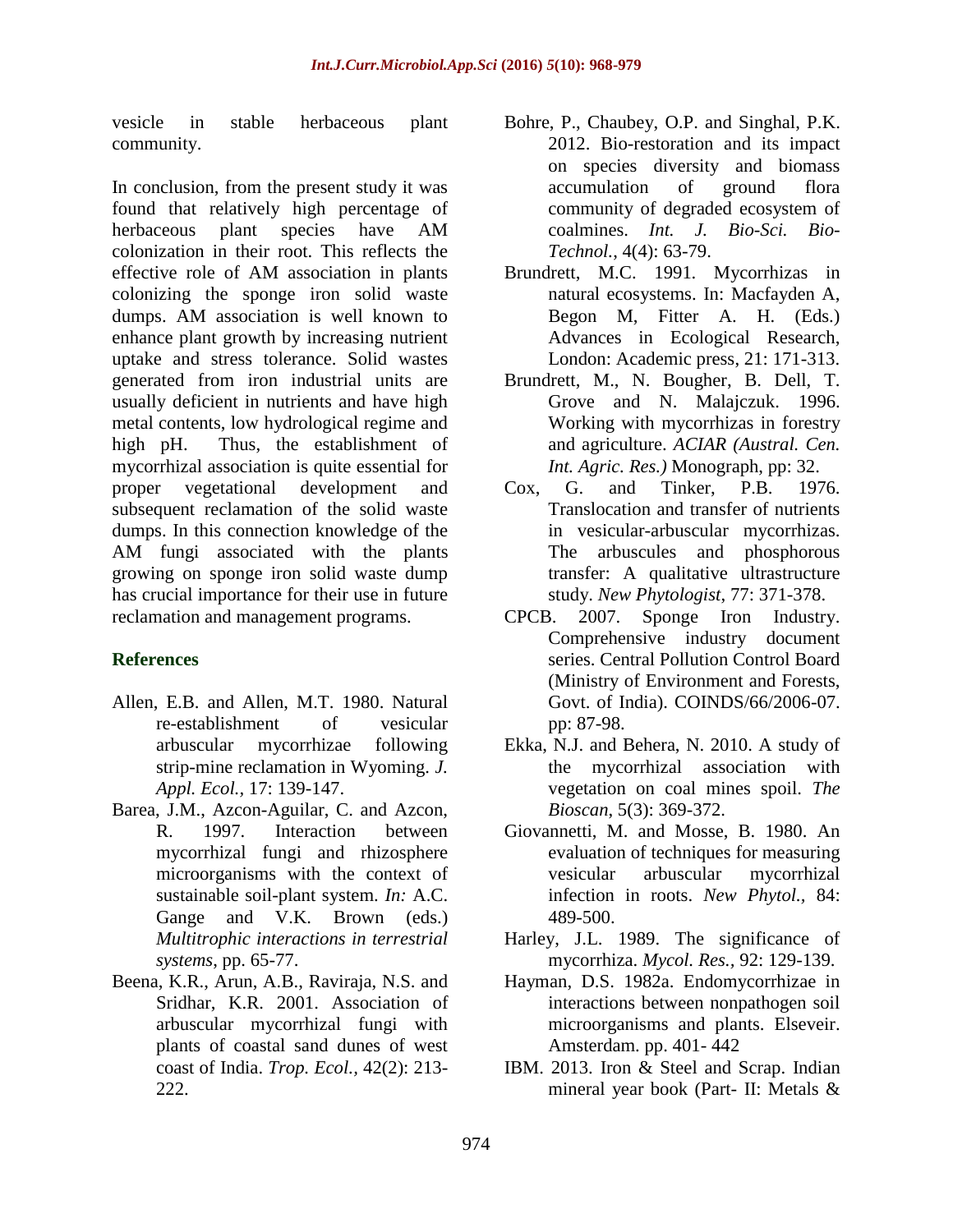vesicle in stable herbaceous plant community.

In conclusion, from the present study it was found that relatively high percentage of herbaceous plant species have AM colonization in their root. This reflects the effective role of AM association in plants colonizing the sponge iron solid waste dumps. AM association is well known to enhance plant growth by increasing nutrient uptake and stress tolerance. Solid wastes generated from iron industrial units are usually deficient in nutrients and have high metal contents, low hydrological regime and high pH. Thus, the establishment of mycorrhizal association is quite essential for proper vegetational development and subsequent reclamation of the solid waste dumps. In this connection knowledge of the AM fungi associated with the plants growing on sponge iron solid waste dump has crucial importance for their use in future reclamation and management programs.

## References

Allen, E.B. and Allen, M.T. 1980. Natural re-establishment of vesicular arbuscular mycorrhizae following strip-mine reclamation in Wyoming. *J. Appl. Ecol.*, 17: 139-147.

Barea, J.M., Azcon-Aguilar, C. and Azcon, R. 1997. Interaction between mycorrhizal fungi and rhizosphere microorganisms with the context of sustainable soil-plant system. *In:* A.C. Gange and V.K. Brown (eds.) *Multitrophic interactions in terrestrial systems*, pp. 65-77.

Beena, K.R., Arun, A.B., Raviraja, N.S. and Sridhar, K.R. 2001. Association of arbuscular mycorrhizal fungi with plants of coastal sand dunes of west coast of India. *Trop. Ecol.*, 42(2): 213-222.

Bohre, P., Chaubey, O.P. and Singhal, P.K. 2012. Bio-restoration and its impact on species diversity and biomass accumulation of ground flora community of degraded ecosystem of coalmines. *Int. J. Bio-Sci. Bio-Technol.*, 4(4): 63-79.

Brundrett, M.C. 1991. Mycorrhizas in natural ecosystems. In: Macfayden A, Begon M, Fitter A. H. (Eds.) Advances in Ecological Research, London: Academic press, 21: 171-313.

Brundrett, M., N. Bougher, B. Dell, T. Grove and N. Malajczuk. 1996. Working with mycorrhizas in forestry and agriculture. *ACIAR (Austral. Cen. Int. Agric. Res.)* Monograph, pp: 32.

Cox, G. and Tinker, P.B. 1976. Translocation and transfer of nutrients in vesicular-arbuscular mycorrhizas. The arbuscules and phosphorous transfer: A qualitative ultrastructure study. *New Phytologist*, 77: 371-378.

CPCB. 2007. Sponge Iron Industry. Comprehensive industry document series. Central Pollution Control Board (Ministry of Environment and Forests, Govt. of India). COINDS/66/2006-07. pp: 87-98.

Ekka, N.J. and Behera, N. 2010. A study of the mycorrhizal association with vegetation on coal mines spoil. *The Bioscan*, 5(3): 369-372.

Giovannetti, M. and Mosse, B. 1980. An evaluation of techniques for measuring vesicular arbuscular mycorrhizal infection in roots. *New Phytol.*, 84: 489-500.

Harley, J.L. 1989. The significance of mycorrhiza. *Mycol. Res.*, 92: 129-139.

Hayman, D.S. 1982a. Endomycorrhizae in interactions between nonpathogen soil microorganisms and plants. Elseveir. Amsterdam. pp. 401- 442

IBM. 2013. Iron & Steel and Scrap. Indian mineral year book (Part- II: Metals &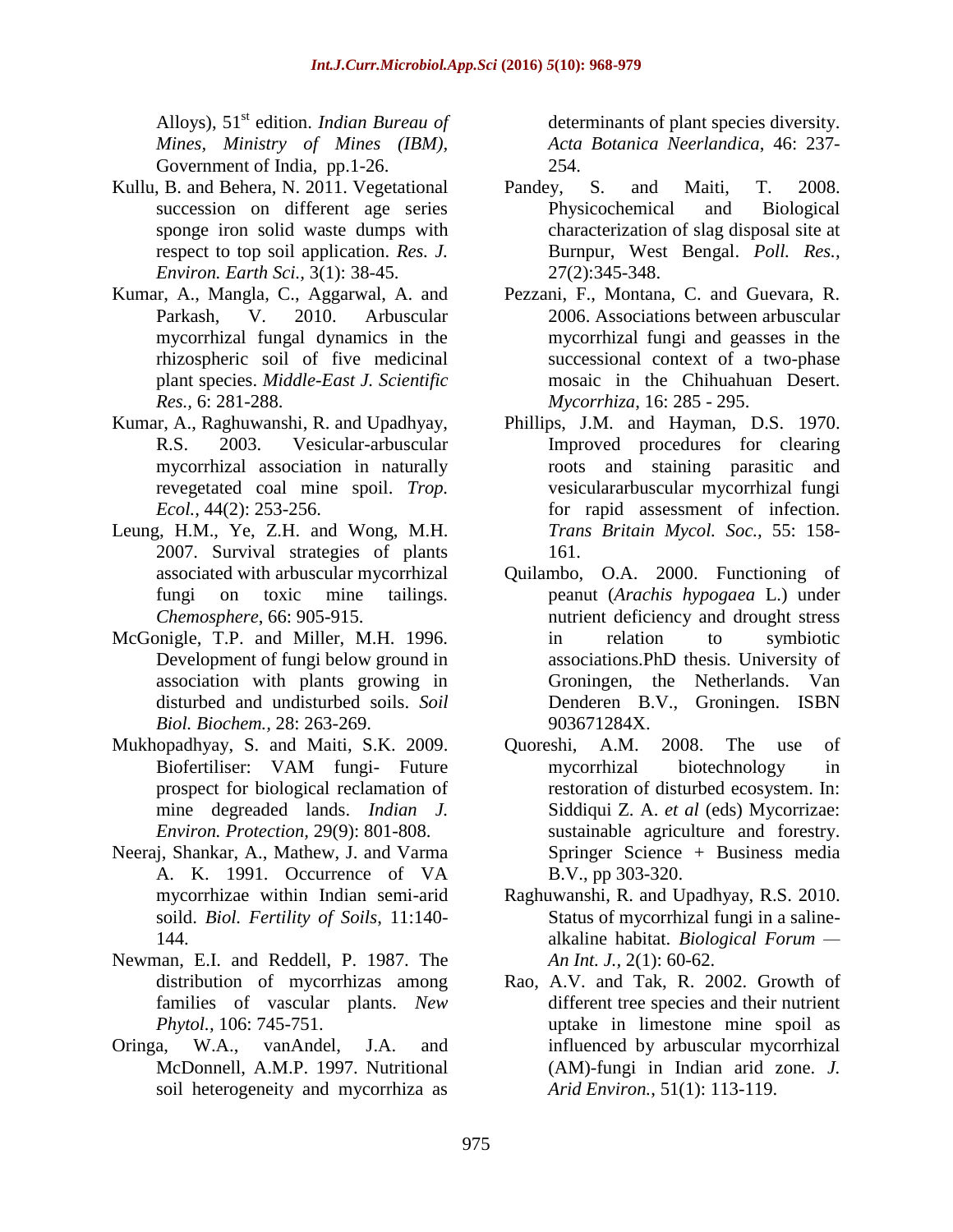Alloys), 51st edition. *Indian Bureau of Mines, Ministry of Mines (IBM)*, Government of India, pp.1-26.

Kullu, B. and Behera, N. 2011. Vegetational succession on different age series sponge iron solid waste dumps with respect to top soil application. *Res. J. Environ. Earth Sci.,* 3(1): 38-45.

Kumar, A., Mangla, C., Aggarwal, A. and Parkash, V. 2010. Arbuscular mycorrhizal fungal dynamics in the rhizospheric soil of five medicinal plant species. *Middle-East J. Scientific Res.,* 6: 281-288.

Kumar, A., Raghuwanshi, R. and Upadhyay, R.S. 2003. Vesicular-arbuscular mycorrhizal association in naturally revegetated coal mine spoil. *Trop. Ecol.,* 44(2): 253-256.

Leung, H.M., Ye, Z.H. and Wong, M.H. 2007. Survival strategies of plants associated with arbuscular mycorrhizal fungi on toxic mine tailings. *Chemosphere*, 66: 905-915.

McGonigle, T.P. and Miller, M.H. 1996. Development of fungi below ground in association with plants growing in disturbed and undisturbed soils. *Soil Biol. Biochem.,* 28: 263-269.

Mukhopadhyay, S. and Maiti, S.K. 2009. Biofertiliser: VAM fungi- Future prospect for biological reclamation of mine degreaded lands. *Indian J. Environ. Protection,* 29(9): 801-808.

Neeraj, Shankar, A., Mathew, J. and Varma A. K. 1991. Occurrence of VA mycorrhizae within Indian semi-arid soild. *Biol. Fertility of Soils,* 11:140-144.

Newman, E.I. and Reddell, P. 1987. The distribution of mycorrhizas among families of vascular plants. *New Phytol.,* 106: 745-751.

Oringa, W.A., vanAndel, J.A. and McDonnell, A.M.P. 1997. Nutritional soil heterogeneity and mycorrhiza as determinants of plant species diversity. *Acta Botanica Neerlandica*, 46: 237-254.

Pandey, S. and Maiti, T. 2008. Physicochemical and Biological characterization of slag disposal site at Burnpur, West Bengal. *Poll. Res.,* 27(2):345-348.

Pezzani, F., Montana, C. and Guevara, R. 2006. Associations between arbuscular mycorrhizal fungi and geasses in the successional context of a two-phase mosaic in the Chihuahuan Desert. *Mycorrhiza*, 16: 285 - 295.

Phillips, J.M. and Hayman, D.S. 1970. Improved procedures for clearing roots and staining parasitic and vesiculararbuscular mycorrhizal fungi for rapid assessment of infection. *Trans Britain Mycol. Soc.,* 55: 158-161.

Quilambo, O.A. 2000. Functioning of peanut (*Arachis hypogaea* L.) under nutrient deficiency and drought stress in relation to symbiotic associations.PhD thesis. University of Groningen, the Netherlands. Van Denderen B.V., Groningen. ISBN 903671284X.

Quoreshi, A.M. 2008. The use of mycorrhizal biotechnology in restoration of disturbed ecosystem. In: Siddiqui Z. A. *et al* (eds) Mycorrizae: sustainable agriculture and forestry. Springer Science + Business media B.V., pp 303-320.

Raghuwanshi, R. and Upadhyay, R.S. 2010. Status of mycorrhizal fungi in a saline-alkaline habitat. *Biological Forum — An Int. J.,* 2(1): 60-62.

Rao, A.V. and Tak, R. 2002. Growth of different tree species and their nutrient uptake in limestone mine spoil as influenced by arbuscular mycorrhizal (AM)-fungi in Indian arid zone. *J. Arid Environ.,* 51(1): 113-119.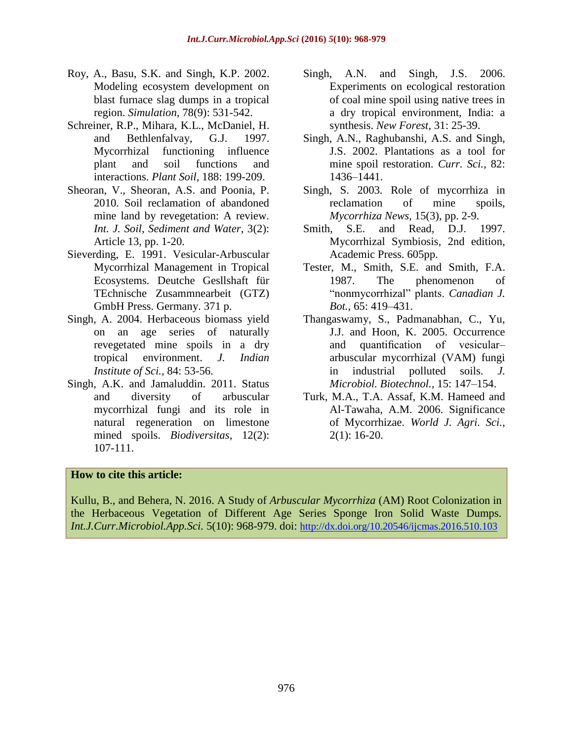Roy, A., Basu, S.K. and Singh, K.P. 2002. Modeling ecosystem development on blast furnace slag dumps in a tropical region. *Simulation*, 78(9): 531-542.

Schreiner, R.P., Mihara, K.L., McDaniel, H. and Bethlenfalvay, G.J. 1997. Mycorrhizal functioning influence plant and soil functions and interactions. *Plant Soil,* 188: 199-209.

Sheoran, V., Sheoran, A.S. and Poonia, P. 2010. Soil reclamation of abandoned mine land by revegetation: A review. *Int. J. Soil, Sediment and Water*, 3(2): Article 13, pp. 1-20.

Sieverding, E. 1991. Vesicular-Arbuscular Mycorrhizal Management in Tropical Ecosystems. Deutche Gesllshaft für TEchnische Zusammnearbeit (GTZ) GmbH Press. Germany. 371 p.

Singh, A. 2004. Herbaceous biomass yield on an age series of naturally revegetated mine spoils in a dry tropical environment. *J. Indian Institute of Sci.,* 84: 53-56.

Singh, A.K. and Jamaluddin. 2011. Status and diversity of arbuscular mycorrhizal fungi and its role in natural regeneration on limestone mined spoils. *Biodiversitas*, 12(2): 107-111.

Singh, A.N. and Singh, J.S. 2006. Experiments on ecological restoration of coal mine spoil using native trees in a dry tropical environment, India: a synthesis. *New Forest*, 31: 25-39.

Singh, A.N., Raghubanshi, A.S. and Singh, J.S. 2002. Plantations as a tool for mine spoil restoration. *Curr. Sci.,* 82: 1436–1441.

Singh, S. 2003. Role of mycorrhiza in reclamation of mine spoils, *Mycorrhiza News*, 15(3), pp. 2-9.

Smith, S.E. and Read, D.J. 1997. Mycorrhizal Symbiosis, 2nd edition, Academic Press. 605pp.

Tester, M., Smith, S.E. and Smith, F.A. 1987. The phenomenon of "nonmycorrhizal" plants. *Canadian J. Bot.,* 65: 419–431.

Thangaswamy, S., Padmanabhan, C., Yu, J.J. and Hoon, K. 2005. Occurrence and quantification of vesicular–arbuscular mycorrhizal (VAM) fungi in industrial polluted soils. *J. Microbiol. Biotechnol.,* 15: 147–154.

Turk, M.A., T.A. Assaf, K.M. Hameed and Al-Tawaha, A.M. 2006. Significance of Mycorrhizae. *World J. Agri. Sci.,* 2(1): 16-20.

**How to cite this article:**

Kullu, B., and Behera, N. 2016. A Study of *Arbuscular Mycorrhiza* (AM) Root Colonization in the Herbaceous Vegetation of Different Age Series Sponge Iron Solid Waste Dumps. *Int.J.Curr.Microbiol.App.Sci.* 5(10): 968-979. doi: http://dx.doi.org/10.20546/ijcmas.2016.510.103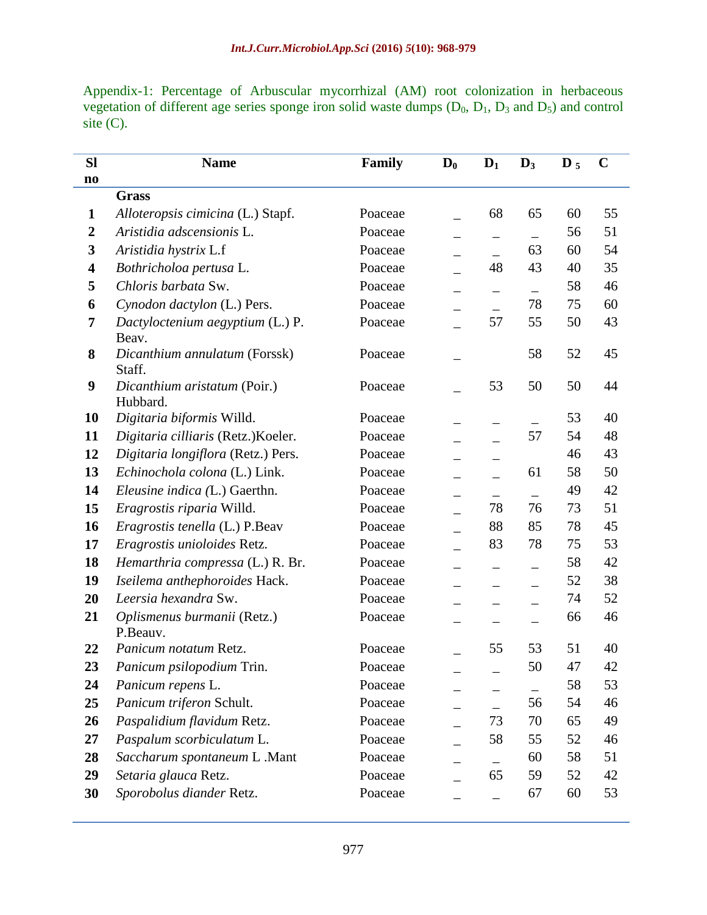Appendix-1: Percentage of Arbuscular mycorrhizal (AM) root colonization in herbaceous vegetation of different age series sponge iron solid waste dumps ($D_0$, $D_1$, $D_3$ and $D_5$) and control site (C).

| Sl no | Name | Family | $D_0$ | $D_1$ | $D_3$ | $D_5$ | C |
|---|---|---|---|---|---|---|---|
| | **Grass** | | | | | | |
| **1** | *Alloteropsis cimicina* (L.) Stapf. | Poaceae | _ | 68 | 65 | 60 | 55 |
| **2** | *Aristidia adscensionis* L. | Poaceae | _ | _ | _ | 56 | 51 |
| **3** | *Aristidia hystrix* L.f | Poaceae | _ | _ | 63 | 60 | 54 |
| **4** | *Bothricholoa pertusa* L. | Poaceae | _ | 48 | 43 | 40 | 35 |
| **5** | *Chloris barbata* Sw. | Poaceae | _ | _ | _ | 58 | 46 |
| **6** | *Cynodon dactylon* (L.) Pers. | Poaceae | _ | _ | 78 | 75 | 60 |
| **7** | *Dactyloctenium aegyptium* (L.) P. Beav. | Poaceae | _ | 57 | 55 | 50 | 43 |
| **8** | *Dicanthium annulatum* (Forssk) Staff. | Poaceae | _ | | 58 | 52 | 45 |
| **9** | *Dicanthium aristatum* (Poir.) Hubbard. | Poaceae | _ | 53 | 50 | 50 | 44 |
| **10** | *Digitaria biformis* Willd. | Poaceae | _ | _ | _ | 53 | 40 |
| **11** | *Digitaria cilliaris* (Retz.)Koeler. | Poaceae | _ | _ | 57 | 54 | 48 |
| **12** | *Digitaria longiflora* (Retz.) Pers. | Poaceae | _ | _ | | 46 | 43 |
| **13** | *Echinochola colona* (L.) Link. | Poaceae | _ | _ | 61 | 58 | 50 |
| **14** | *Eleusine indica (*L.) Gaerthn. | Poaceae | _ | _ | _ | 49 | 42 |
| **15** | *Eragrostis riparia* Willd. | Poaceae | _ | 78 | 76 | 73 | 51 |
| **16** | *Eragrostis tenella* (L.) P.Beav | Poaceae | _ | 88 | 85 | 78 | 45 |
| **17** | *Eragrostis unioloides* Retz. | Poaceae | _ | 83 | 78 | 75 | 53 |
| **18** | *Hemarthria compressa* (L.) R. Br. | Poaceae | _ | _ | _ | 58 | 42 |
| **19** | *Iseilema anthephoroides* Hack. | Poaceae | _ | _ | _ | 52 | 38 |
| **20** | *Leersia hexandra* Sw. | Poaceae | _ | _ | _ | 74 | 52 |
| **21** | *Oplismenus burmanii* (Retz.) P.Beauv. | Poaceae | _ | _ | _ | 66 | 46 |
| **22** | *Panicum notatum* Retz. | Poaceae | _ | 55 | 53 | 51 | 40 |
| **23** | *Panicum psilopodium* Trin. | Poaceae | _ | _ | 50 | 47 | 42 |
| **24** | *Panicum repens* L. | Poaceae | _ | _ | _ | 58 | 53 |
| **25** | *Panicum triferon* Schult. | Poaceae | _ | _ | 56 | 54 | 46 |
| **26** | *Paspalidium flavidum* Retz. | Poaceae | _ | 73 | 70 | 65 | 49 |
| **27** | *Paspalum scorbiculatum* L. | Poaceae | _ | 58 | 55 | 52 | 46 |
| **28** | *Saccharum spontaneum* L .Mant | Poaceae | _ | _ | 60 | 58 | 51 |
| **29** | *Setaria glauca* Retz. | Poaceae | _ | 65 | 59 | 52 | 42 |
| **30** | *Sporobolus diander* Retz. | Poaceae | _ | _ | 67 | 60 | 53 |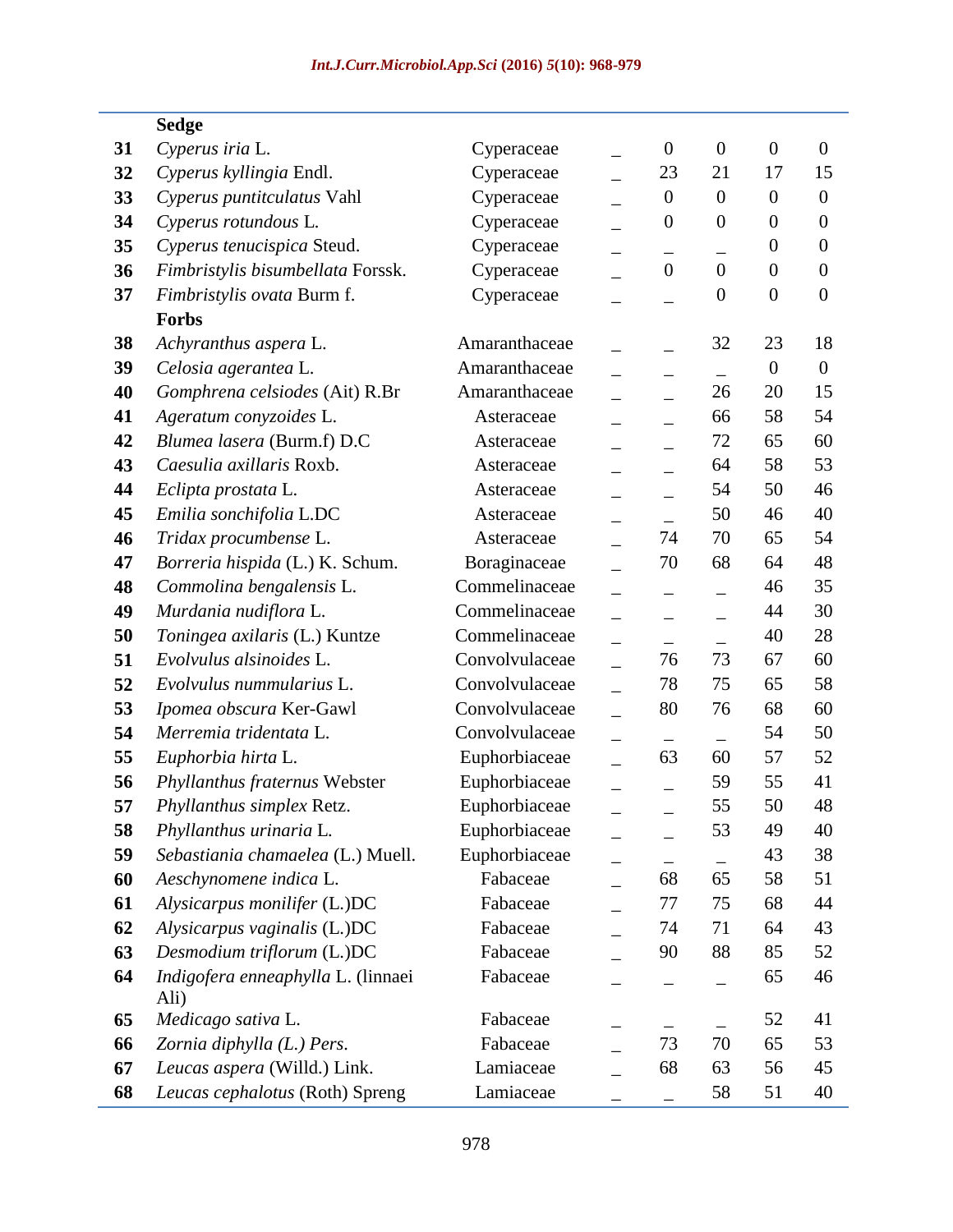| | | | | | | | |
|---|---|---|---|---|---|---|---|
| | **Sedge** | | | | | | |
| **31** | *Cyperus iria* L. | Cyperaceae | _ | 0 | 0 | 0 | 0 |
| **32** | *Cyperus kyllingia* Endl. | Cyperaceae | _ | 23 | 21 | 17 | 15 |
| **33** | *Cyperus puntitculatus* Vahl | Cyperaceae | _ | 0 | 0 | 0 | 0 |
| **34** | *Cyperus rotundous* L. | Cyperaceae | _ | 0 | 0 | 0 | 0 |
| **35** | *Cyperus tenucispica* Steud. | Cyperaceae | _ | _ | _ | 0 | 0 |
| **36** | *Fimbristylis bisumbellata* Forssk. | Cyperaceae | _ | 0 | 0 | 0 | 0 |
| **37** | *Fimbristylis ovata* Burm f. | Cyperaceae | _ | _ | 0 | 0 | 0 |
| | **Forbs** | | | | | | |
| **38** | *Achyranthus aspera* L. | Amaranthaceae | _ | _ | 32 | 23 | 18 |
| **39** | *Celosia agerantea* L. | Amaranthaceae | _ | _ | _ | 0 | 0 |
| **40** | *Gomphrena celsiodes* (Ait) R.Br | Amaranthaceae | _ | _ | 26 | 20 | 15 |
| **41** | *Ageratum conyzoides* L. | Asteraceae | _ | _ | 66 | 58 | 54 |
| **42** | *Blumea lasera* (Burm.f) D.C | Asteraceae | _ | _ | 72 | 65 | 60 |
| **43** | *Caesulia axillaris* Roxb. | Asteraceae | _ | _ | 64 | 58 | 53 |
| **44** | *Eclipta prostata* L. | Asteraceae | _ | _ | 54 | 50 | 46 |
| **45** | *Emilia sonchifolia* L.DC | Asteraceae | _ | _ | 50 | 46 | 40 |
| **46** | *Tridax procumbense* L. | Asteraceae | _ | 74 | 70 | 65 | 54 |
| **47** | *Borreria hispida* (L.) K. Schum. | Boraginaceae | _ | 70 | 68 | 64 | 48 |
| **48** | *Commolina bengalensis* L. | Commelinaceae | _ | _ | _ | 46 | 35 |
| **49** | *Murdania nudiflora* L. | Commelinaceae | _ | _ | _ | 44 | 30 |
| **50** | *Toningea axilaris* (L.) Kuntze | Commelinaceae | _ | _ | _ | 40 | 28 |
| **51** | *Evolvulus alsinoides* L. | Convolvulaceae | _ | 76 | 73 | 67 | 60 |
| **52** | *Evolvulus nummularius* L. | Convolvulaceae | _ | 78 | 75 | 65 | 58 |
| **53** | *Ipomea obscura* Ker-Gawl | Convolvulaceae | _ | 80 | 76 | 68 | 60 |
| **54** | *Merremia tridentata* L. | Convolvulaceae | _ | _ | _ | 54 | 50 |
| **55** | *Euphorbia hirta* L. | Euphorbiaceae | _ | 63 | 60 | 57 | 52 |
| **56** | *Phyllanthus fraternus* Webster | Euphorbiaceae | _ | _ | 59 | 55 | 41 |
| **57** | *Phyllanthus simplex* Retz. | Euphorbiaceae | _ | _ | 55 | 50 | 48 |
| **58** | *Phyllanthus urinaria* L. | Euphorbiaceae | _ | _ | 53 | 49 | 40 |
| **59** | *Sebastiania chamaelea* (L.) Muell. | Euphorbiaceae | _ | _ | _ | 43 | 38 |
| **60** | *Aeschynomene indica* L. | Fabaceae | _ | 68 | 65 | 58 | 51 |
| **61** | *Alysicarpus monilifer* (L.)DC | Fabaceae | _ | 77 | 75 | 68 | 44 |
| **62** | *Alysicarpus vaginalis* (L.)DC | Fabaceae | _ | 74 | 71 | 64 | 43 |
| **63** | *Desmodium triflorum* (L.)DC | Fabaceae | _ | 90 | 88 | 85 | 52 |
| **64** | *Indigofera enneaphylla* L. (linnaei Ali) | Fabaceae | _ | _ | _ | 65 | 46 |
| **65** | *Medicago sativa* L. | Fabaceae | _ | _ | _ | 52 | 41 |
| **66** | *Zornia diphylla (L.) Pers.* | Fabaceae | _ | 73 | 70 | 65 | 53 |
| **67** | *Leucas aspera* (Willd.) Link. | Lamiaceae | _ | 68 | 63 | 56 | 45 |
| **68** | *Leucas cephalotus* (Roth) Spreng | Lamiaceae | _ | _ | 58 | 51 | 40 |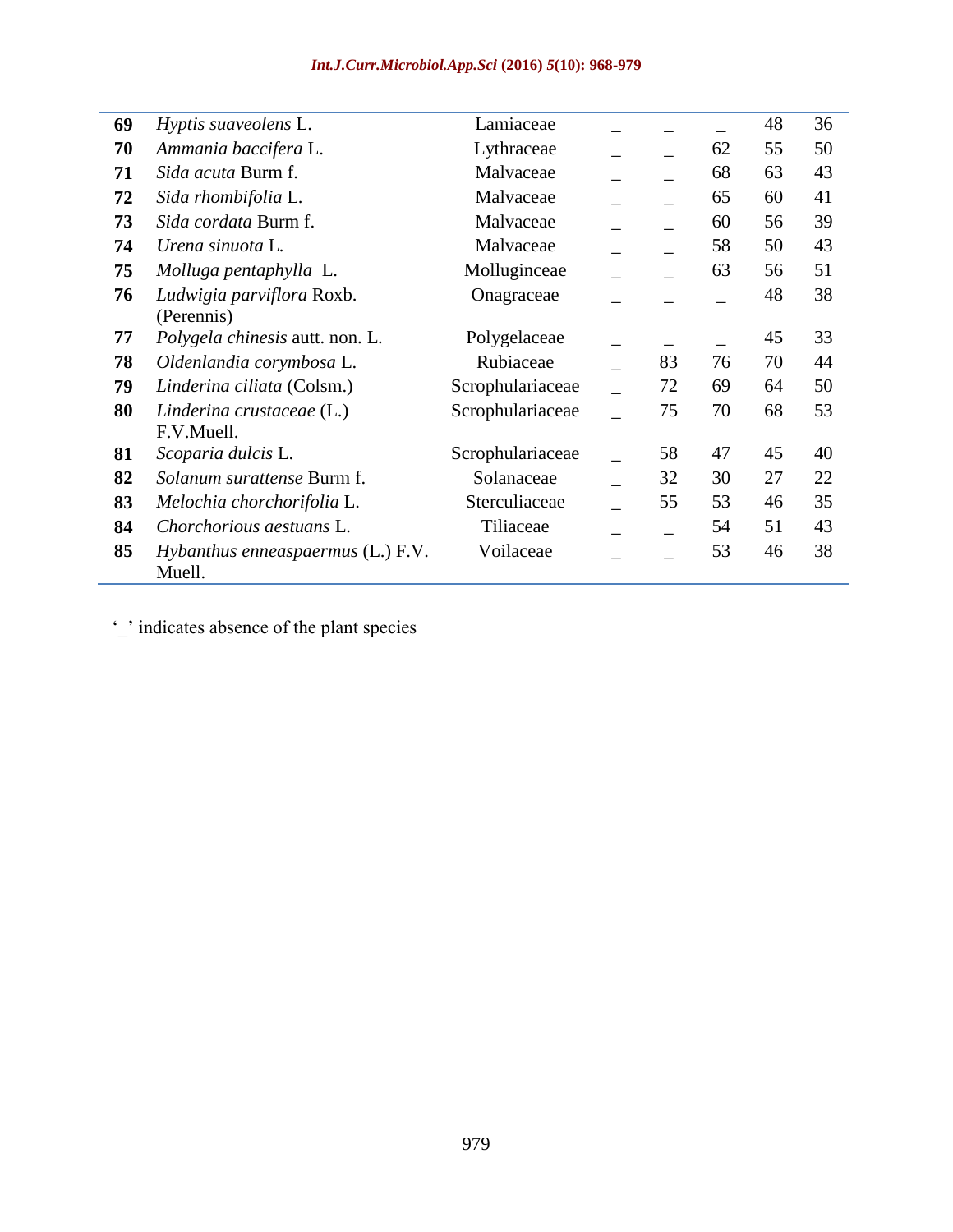| | | | | | | | |
|---|---|---|---|---|---|---|---|
| **69** | *Hyptis suaveolens* L. | Lamiaceae | _ | _ | _ | 48 | 36 |
| **70** | *Ammania baccifera* L. | Lythraceae | _ | _ | 62 | 55 | 50 |
| **71** | *Sida acuta* Burm f. | Malvaceae | _ | _ | 68 | 63 | 43 |
| **72** | *Sida rhombifolia* L. | Malvaceae | _ | _ | 65 | 60 | 41 |
| **73** | *Sida cordata* Burm f. | Malvaceae | _ | _ | 60 | 56 | 39 |
| **74** | *Urena sinuota* L. | Malvaceae | _ | _ | 58 | 50 | 43 |
| **75** | *Molluga pentaphylla* L. | Mollugineae | _ | _ | 63 | 56 | 51 |
| **76** | *Ludwigia parviflora* Roxb. (Perennis) | Onagraceae | _ | _ | _ | 48 | 38 |
| **77** | *Polygela chinesis* autt. non. L. | Polygelaceae | _ | _ | _ | 45 | 33 |
| **78** | *Oldenlandia corymbosa* L. | Rubiaceae | _ | 83 | 76 | 70 | 44 |
| **79** | *Linderina ciliata* (Colsm.) | Scrophulariaceae | _ | 72 | 69 | 64 | 50 |
| **80** | *Linderina crustaceae* (L.) F.V.Muell. | Scrophulariaceae | _ | 75 | 70 | 68 | 53 |
| **81** | *Scoparia dulcis* L. | Scrophulariaceae | _ | 58 | 47 | 45 | 40 |
| **82** | *Solanum surattense* Burm f. | Solanaceae | _ | 32 | 30 | 27 | 22 |
| **83** | *Melochia chorchorifolia* L. | Sterculiaceae | _ | 55 | 53 | 46 | 35 |
| **84** | *Chorchorious aestuans* L. | Tiliaceae | _ | _ | 54 | 51 | 43 |
| **85** | *Hybanthus enneaspaermus* (L.) F.V. Muell. | Voilaceae | _ | _ | 53 | 46 | 38 |

'_' indicates absence of the plant species